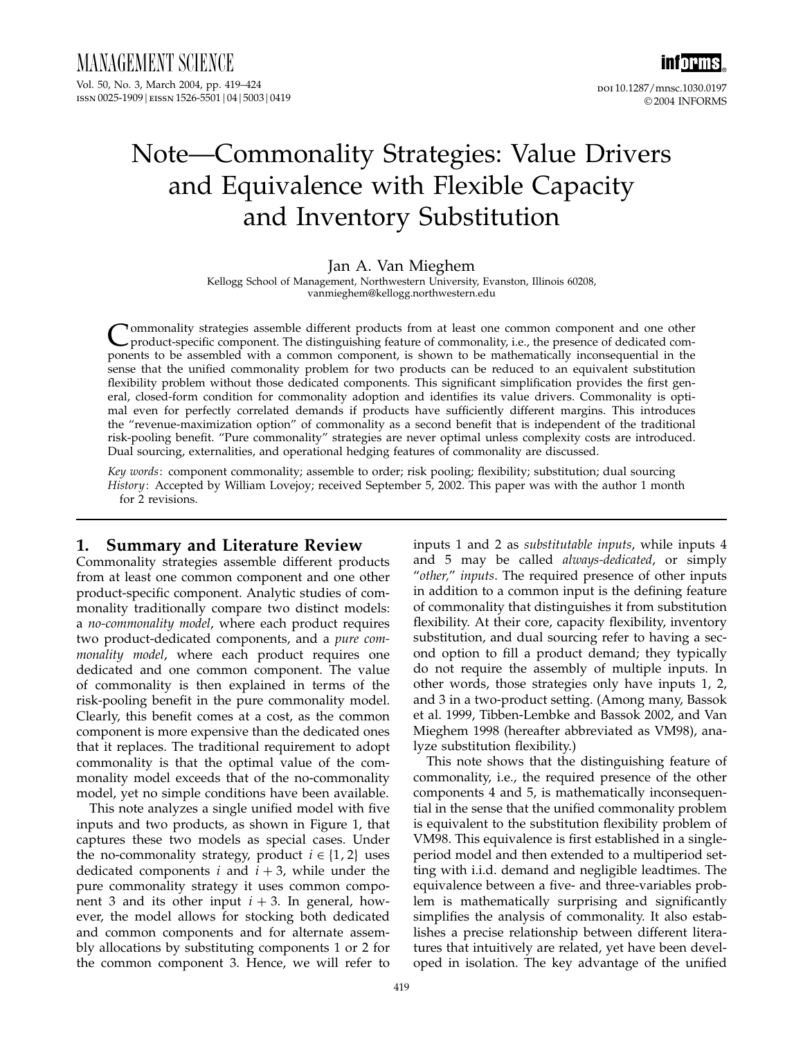# Note—Commonality Strategies: Value Drivers and Equivalence with Flexible Capacity and Inventory Substitution

Jan A. Van Mieghem

Kellogg School of Management, Northwestern University, Evanston, Illinois 60208, vanmieghem@kellogg.northwestern.edu

Commonality strategies assemble different products from at least one common component and one other product-specific component. The distinguishing feature of commonality, i.e., the presence of dedicated components to be assembled with a common component, is shown to be mathematically inconsequential in the sense that the unified commonality problem for two products can be reduced to an equivalent substitution flexibility problem without those dedicated components. This significant simplification provides the first general, closed-form condition for commonality adoption and identifies its value drivers. Commonality is optimal even for perfectly correlated demands if products have sufficiently different margins. This introduces the "revenue-maximization option" of commonality as a second benefit that is independent of the traditional risk-pooling benefit. "Pure commonality" strategies are never optimal unless complexity costs are introduced. Dual sourcing, externalities, and operational hedging features of commonality are discussed.

*Key words*: component commonality; assemble to order; risk pooling; flexibility; substitution; dual sourcing

*History*: Accepted by William Lovejoy; received September 5, 2002. This paper was with the author 1 month for 2 revisions.

## 1. Summary and Literature Review

Commonality strategies assemble different products from at least one common component and one other product-specific component. Analytic studies of commonality traditionally compare two distinct models: a *no-commonality model*, where each product requires two product-dedicated components, and a *pure commonality model*, where each product requires one dedicated and one common component. The value of commonality is then explained in terms of the risk-pooling benefit in the pure commonality model. Clearly, this benefit comes at a cost, as the common component is more expensive than the dedicated ones that it replaces. The traditional requirement to adopt commonality is that the optimal value of the commonality model exceeds that of the no-commonality model, yet no simple conditions have been available.

This note analyzes a single unified model with five inputs and two products, as shown in Figure 1, that captures these two models as special cases. Under the no-commonality strategy, product $i \in \{1, 2\}$ uses dedicated components $i$ and $i + 3$, while under the pure commonality strategy it uses common component 3 and its other input $i + 3$. In general, however, the model allows for stocking both dedicated and common components and for alternate assembly allocations by substituting components 1 or 2 for the common component 3. Hence, we will refer to inputs 1 and 2 as *substitutable inputs*, while inputs 4 and 5 may be called *always-dedicated*, or simply "*other*," *inputs*. The required presence of other inputs in addition to a common input is the defining feature of commonality that distinguishes it from substitution flexibility. At their core, capacity flexibility, inventory substitution, and dual sourcing refer to having a second option to fill a product demand; they typically do not require the assembly of multiple inputs. In other words, those strategies only have inputs 1, 2, and 3 in a two-product setting. (Among many, Bassok et al. 1999, Tibben-Lembke and Bassok 2002, and Van Mieghem 1998 (hereafter abbreviated as VM98), analyze substitution flexibility.)

This note shows that the distinguishing feature of commonality, i.e., the required presence of the other components 4 and 5, is mathematically inconsequential in the sense that the unified commonality problem is equivalent to the substitution flexibility problem of VM98. This equivalence is first established in a single-period model and then extended to a multiperiod setting with i.i.d. demand and negligible leadtimes. The equivalence between a five- and three-variables problem is mathematically surprising and significantly simplifies the analysis of commonality. It also establishes a precise relationship between different literatures that intuitively are related, yet have been developed in isolation. The key advantage of the unified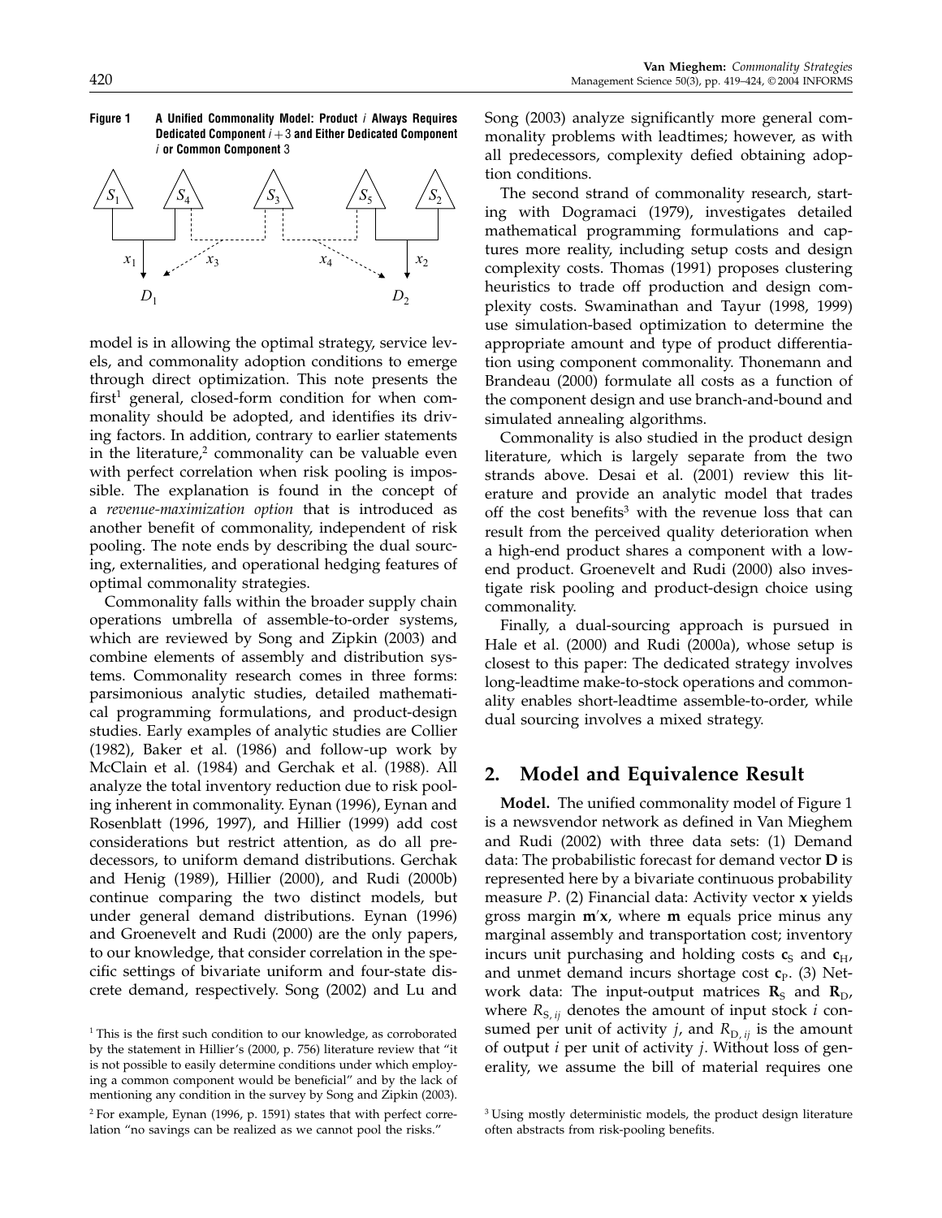**Figure 1** A Unified Commonality Model: Product $i$ Always Requires Dedicated Component $i+3$ and Either Dedicated Component $i$ or Common Component 3

model is in allowing the optimal strategy, service levels, and commonality adoption conditions to emerge through direct optimization. This note presents the first[1] general, closed-form condition for when commonality should be adopted, and identifies its driving factors. In addition, contrary to earlier statements in the literature,[2] commonality can be valuable even with perfect correlation when risk pooling is impossible. The explanation is found in the concept of a *revenue-maximization option* that is introduced as another benefit of commonality, independent of risk pooling. The note ends by describing the dual sourcing, externalities, and operational hedging features of optimal commonality strategies.

Commonality falls within the broader supply chain operations umbrella of assemble-to-order systems, which are reviewed by Song and Zipkin (2003) and combine elements of assembly and distribution systems. Commonality research comes in three forms: parsimonious analytic studies, detailed mathematical programming formulations, and product-design studies. Early examples of analytic studies are Collier (1982), Baker et al. (1986) and follow-up work by McClain et al. (1984) and Gerchak et al. (1988). All analyze the total inventory reduction due to risk pooling inherent in commonality. Eynan (1996), Eynan and Rosenblatt (1996, 1997), and Hillier (1999) add cost considerations but restrict attention, as do all predecessors, to uniform demand distributions. Gerchak and Henig (1989), Hillier (2000), and Rudi (2000b) continue comparing the two distinct models, but under general demand distributions. Eynan (1996) and Groenevelt and Rudi (2000) are the only papers, to our knowledge, that consider correlation in the specific settings of bivariate uniform and four-state discrete demand, respectively. Song (2002) and Lu and Song (2003) analyze significantly more general commonality problems with leadtimes; however, as with all predecessors, complexity defied obtaining adoption conditions.

The second strand of commonality research, starting with Dogramaci (1979), investigates detailed mathematical programming formulations and captures more reality, including setup costs and design complexity costs. Thomas (1991) proposes clustering heuristics to trade off production and design complexity costs. Swaminathan and Tayur (1998, 1999) use simulation-based optimization to determine the appropriate amount and type of product differentiation using component commonality. Thonemann and Brandeau (2000) formulate all costs as a function of the component design and use branch-and-bound and simulated annealing algorithms.

Commonality is also studied in the product design literature, which is largely separate from the two strands above. Desai et al. (2001) review this literature and provide an analytic model that trades off the cost benefits[3] with the revenue loss that can result from the perceived quality deterioration when a high-end product shares a component with a low-end product. Groenevelt and Rudi (2000) also investigate risk pooling and product-design choice using commonality.

Finally, a dual-sourcing approach is pursued in Hale et al. (2000) and Rudi (2000a), whose setup is closest to this paper: The dedicated strategy involves long-leadtime make-to-stock operations and commonality enables short-leadtime assemble-to-order, while dual sourcing involves a mixed strategy.

## 2. Model and Equivalence Result

**Model.** The unified commonality model of Figure 1 is a newsvendor network as defined in Van Mieghem and Rudi (2002) with three data sets: (1) Demand data: The probabilistic forecast for demand vector $\mathbf{D}$ is represented here by a bivariate continuous probability measure $P$. (2) Financial data: Activity vector $\mathbf{x}$ yields gross margin $\mathbf{m}'\mathbf{x}$, where $\mathbf{m}$ equals price minus any marginal assembly and transportation cost; inventory incurs unit purchasing and holding costs $\mathbf{c}_S$ and $\mathbf{c}_H$, and unmet demand incurs shortage cost $\mathbf{c}_P$. (3) Network data: The input-output matrices $\mathbf{R}_S$ and $\mathbf{R}_D$, where $R_{S,ij}$ denotes the amount of input stock $i$ consumed per unit of activity $j$, and $R_{D,ij}$ is the amount of output $i$ per unit of activity $j$. Without loss of generality, we assume the bill of material requires one

[1] This is the first such condition to our knowledge, as corroborated by the statement in Hillier's (2000, p. 756) literature review that "it is not possible to easily determine conditions under which employing a common component would be beneficial" and by the lack of mentioning any condition in the survey by Song and Zipkin (2003).

[2] For example, Eynan (1996, p. 1591) states that with perfect correlation "no savings can be realized as we cannot pool the risks."

[3] Using mostly deterministic models, the product design literature often abstracts from risk-pooling benefits.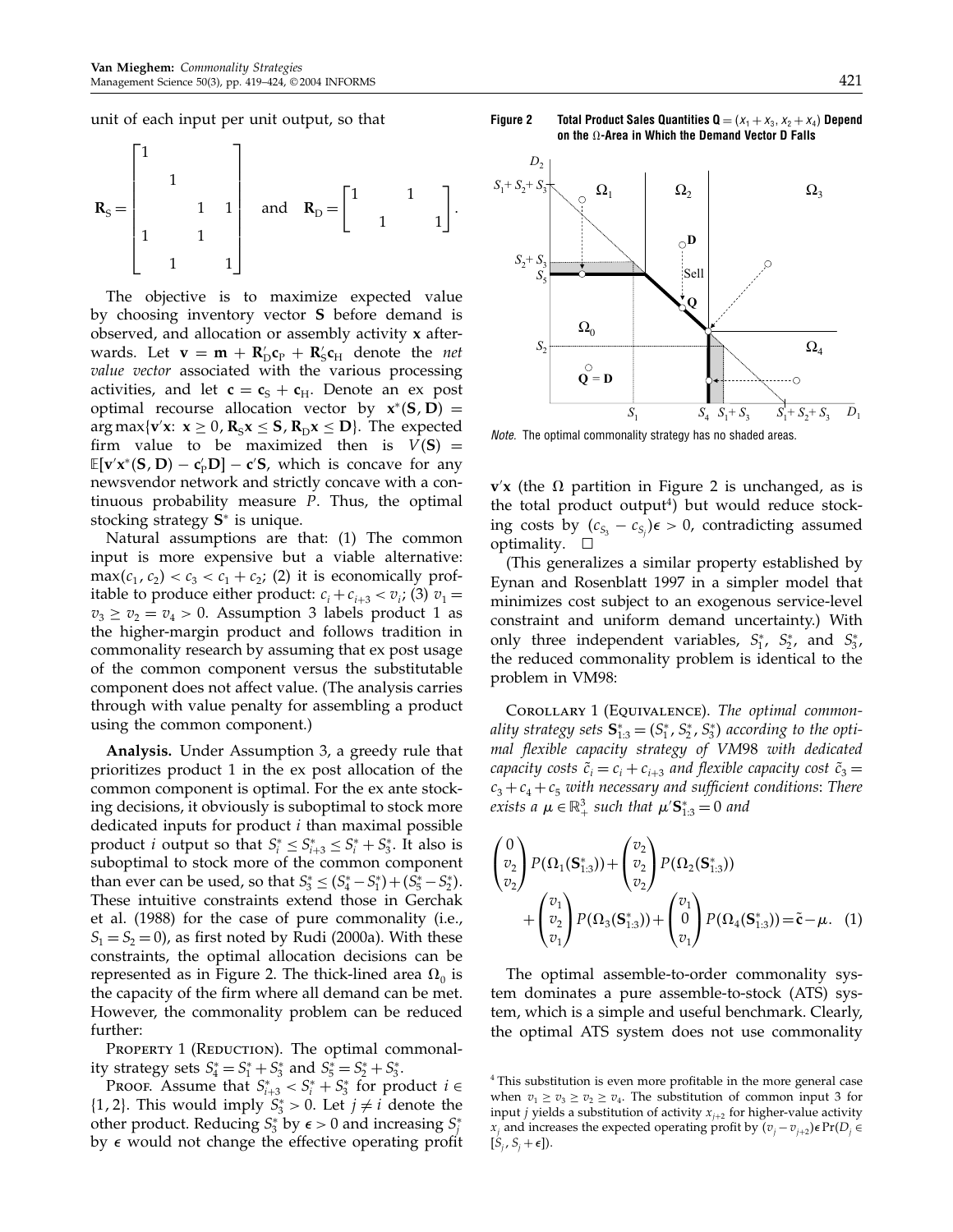unit of each input per unit output, so that

$$\mathbf{R}_S = \begin{bmatrix} 1 & & & & \\ & 1 & & & \\ & & 1 & 1 & \\ 1 & & 1 & & \\ & 1 & & 1 & \end{bmatrix} \quad \text{and} \quad \mathbf{R}_D = \begin{bmatrix} 1 & & 1 & \\ & 1 & & 1 \end{bmatrix}.$$

The objective is to maximize expected value by choosing inventory vector $\mathbf{S}$ before demand is observed, and allocation or assembly activity $\mathbf{x}$ afterwards. Let $\mathbf{v} = \mathbf{m} + \mathbf{R}_D' \mathbf{c}_P + \mathbf{R}_S' \mathbf{c}_H$ denote the *net value vector* associated with the various processing activities, and let $\mathbf{c} = \mathbf{c}_S + \mathbf{c}_H$. Denote an ex post optimal recourse allocation vector by $\mathbf{x}^*(\mathbf{S}, \mathbf{D}) = \arg\max\{\mathbf{v}'\mathbf{x}\colon \mathbf{x} \geq 0, \mathbf{R}_S \mathbf{x} \leq \mathbf{S}, \mathbf{R}_D \mathbf{x} \leq \mathbf{D}\}$. The expected firm value to be maximized then is $V(\mathbf{S}) = \mathbb{E}[\mathbf{v}'\mathbf{x}^*(\mathbf{S}, \mathbf{D}) - \mathbf{c}_P'\mathbf{D}] - \mathbf{c}'\mathbf{S}$, which is concave for any newsvendor network and strictly concave with a continuous probability measure $P$. Thus, the optimal stocking strategy $\mathbf{S}^*$ is unique.

Natural assumptions are that: (1) The common input is more expensive but a viable alternative: $\max(c_1, c_2) < c_3 < c_1 + c_2$; (2) it is economically profitable to produce either product: $c_i + c_{i+3} < v_i$; (3) $v_1 = v_3 \geq v_2 = v_4 > 0$. Assumption 3 labels product 1 as the higher-margin product and follows tradition in commonality research by assuming that ex post usage of the common component versus the substitutable component does not affect value. (The analysis carries through with value penalty for assembling a product using the common component.)

**Analysis.** Under Assumption 3, a greedy rule that prioritizes product 1 in the ex post allocation of the common component is optimal. For the ex ante stocking decisions, it obviously is suboptimal to stock more dedicated inputs for product $i$ than maximal possible product $i$ output so that $S_i^* \leq S_{i+3}^* \leq S_i^* + S_3^*$. It also is suboptimal to stock more of the common component than ever can be used, so that $S_3^* \leq (S_4^* - S_1^*) + (S_5^* - S_2^*)$. These intuitive constraints extend those in Gerchak et al. (1988) for the case of pure commonality (i.e., $S_1 = S_2 = 0$), as first noted by Rudi (2000a). With these constraints, the optimal allocation decisions can be represented as in Figure 2. The thick-lined area $\Omega_0$ is the capacity of the firm where all demand can be met. However, the commonality problem can be reduced further:

Property 1 (Reduction). The optimal commonality strategy sets $S_4^* = S_1^* + S_3^*$ and $S_5^* = S_2^* + S_3^*$.

Proof. Assume that $S_{i+3}^* < S_i^* + S_3^*$ for product $i \in \{1, 2\}$. This would imply $S_3^* > 0$. Let $j \neq i$ denote the other product. Reducing $S_3^*$ by $\epsilon > 0$ and increasing $S_j^*$ by $\epsilon$ would not change the effective operating profit $\mathbf{v}'\mathbf{x}$ (the $\Omega$ partition in Figure 2 is unchanged, as is the total product output[4]) but would reduce stocking costs by $(c_{S_3} - c_{S_j})\epsilon > 0$, contradicting assumed optimality. □

**Figure 2** Total Product Sales Quantities $\mathbf{Q} = (x_1 + x_3, x_2 + x_4)$ Depend on the $\Omega$-Area in Which the Demand Vector $\mathbf{D}$ Falls

*Note.* The optimal commonality strategy has no shaded areas.

(This generalizes a similar property established by Eynan and Rosenblatt 1997 in a simpler model that minimizes cost subject to an exogenous service-level constraint and uniform demand uncertainty.) With only three independent variables, $S_1^*$, $S_2^*$, and $S_3^*$, the reduced commonality problem is identical to the problem in VM98:

Corollary 1 (Equivalence). *The optimal commonality strategy sets $\mathbf{S}_{1:3}^* = (S_1^*, S_2^*, S_3^*)$ according to the optimal flexible capacity strategy of VM98 with dedicated capacity costs $\tilde{c}_i = c_i + c_{i+3}$ and flexible capacity cost $\tilde{c}_3 = c_3 + c_4 + c_5$ with necessary and sufficient conditions: There exists a $\mu \in \mathbb{R}_+^3$ such that $\mu'\mathbf{S}_{1:3}^* = 0$ and*

$$\begin{pmatrix} 0 \\ v_2 \\ v_2 \end{pmatrix} P(\Omega_1(\mathbf{S}_{1:3}^*)) + \begin{pmatrix} v_2 \\ v_2 \\ v_2 \end{pmatrix} P(\Omega_2(\mathbf{S}_{1:3}^*)) + \begin{pmatrix} v_1 \\ v_2 \\ v_1 \end{pmatrix} P(\Omega_3(\mathbf{S}_{1:3}^*)) + \begin{pmatrix} v_1 \\ 0 \\ v_1 \end{pmatrix} P(\Omega_4(\mathbf{S}_{1:3}^*)) = \tilde{\mathbf{c}} - \mu. \quad (1)$$

The optimal assemble-to-order commonality system dominates a pure assemble-to-stock (ATS) system, which is a simple and useful benchmark. Clearly, the optimal ATS system does not use commonality

[4] This substitution is even more profitable in the more general case when $v_1 \geq v_3 \geq v_2 \geq v_4$. The substitution of common input 3 for input $j$ yields a substitution of activity $x_{j+2}$ for higher-value activity $x_j$ and increases the expected operating profit by $(v_j - v_{j+2})\epsilon \Pr(D_j \in [S_j, S_j + \epsilon])$.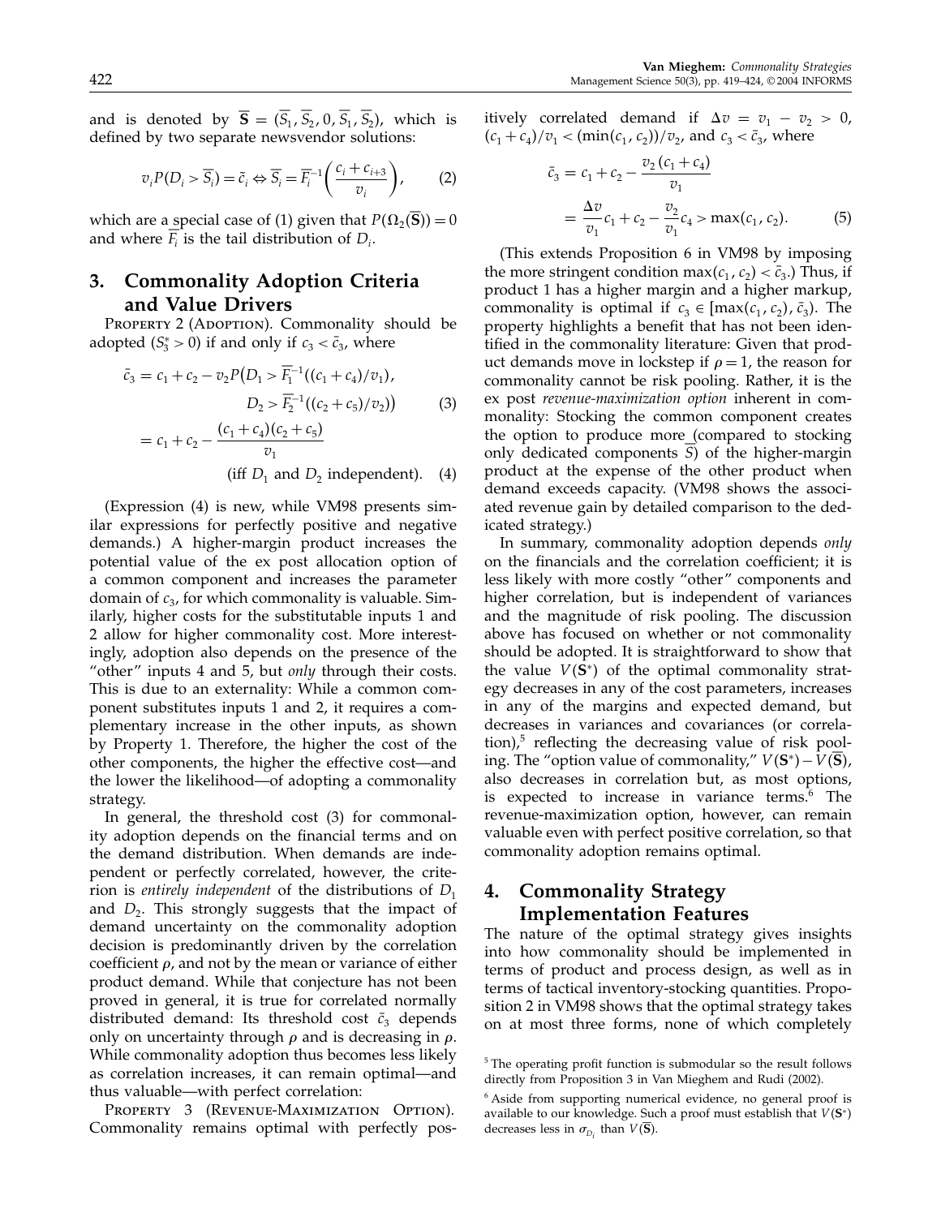and is denoted by $\overline{\mathbf{S}} = (\overline{S}_1, \overline{S}_2, 0, \overline{S}_1, \overline{S}_2)$, which is defined by two separate newsvendor solutions:

$$v_i P(D_i > \overline{S}_i) = \tilde{c}_i \Leftrightarrow \overline{S}_i = \overline{F}_i^{-1}\left(\frac{c_i + c_{i+3}}{v_i}\right), \tag{2}$$

which are a special case of (1) given that $P(\Omega_2(\overline{\mathbf{S}})) = 0$ and where $\overline{F}_i$ is the tail distribution of $D_i$.

## 3. Commonality Adoption Criteria and Value Drivers

Property 2 (Adoption). Commonality should be adopted ($S_3^* > 0$) if and only if $c_3 < \bar{c}_3$, where

$$\begin{aligned}\bar{c}_3 &= c_1 + c_2 - v_2 P\big(D_1 > \overline{F}_1^{-1}((c_1 + c_4)/v_1),\\ &\qquad D_2 > \overline{F}_2^{-1}((c_2 + c_5)/v_2)\big) \qquad (3)\\ &= c_1 + c_2 - \frac{(c_1 + c_4)(c_2 + c_5)}{v_1}\\ &\qquad \text{(iff } D_1 \text{ and } D_2 \text{ independent).} \qquad (4)\end{aligned}$$

(Expression (4) is new, while VM98 presents similar expressions for perfectly positive and negative demands.) A higher-margin product increases the potential value of the ex post allocation option of a common component and increases the parameter domain of $c_3$, for which commonality is valuable. Similarly, higher costs for the substitutable inputs 1 and 2 allow for higher commonality cost. More interestingly, adoption also depends on the presence of the "other" inputs 4 and 5, but *only* through their costs. This is due to an externality: While a common component substitutes inputs 1 and 2, it requires a complementary increase in the other inputs, as shown by Property 1. Therefore, the higher the cost of the other components, the higher the effective cost—and the lower the likelihood—of adopting a commonality strategy.

In general, the threshold cost (3) for commonality adoption depends on the financial terms and on the demand distribution. When demands are independent or perfectly correlated, however, the criterion is *entirely independent* of the distributions of $D_1$ and $D_2$. This strongly suggests that the impact of demand uncertainty on the commonality adoption decision is predominantly driven by the correlation coefficient $\rho$, and not by the mean or variance of either product demand. While that conjecture has not been proved in general, it is true for correlated normally distributed demand: Its threshold cost $\bar{c}_3$ depends only on uncertainty through $\rho$ and is decreasing in $\rho$. While commonality adoption thus becomes less likely as correlation increases, it can remain optimal—and thus valuable—with perfect correlation:

Property 3 (Revenue-Maximization Option). Commonality remains optimal with perfectly positively correlated demand if $\Delta v = v_1 - v_2 > 0$, $(c_1 + c_4)/v_1 < (\min(c_1, c_2))/v_2$, and $c_3 < \bar{c}_3$, where

$$\begin{aligned}\bar{c}_3 &= c_1 + c_2 - \frac{v_2(c_1 + c_4)}{v_1}\\ &= \frac{\Delta v}{v_1} c_1 + c_2 - \frac{v_2}{v_1} c_4 > \max(c_1, c_2). \qquad (5)\end{aligned}$$

(This extends Proposition 6 in VM98 by imposing the more stringent condition $\max(c_1, c_2) < \bar{c}_3$.) Thus, if product 1 has a higher margin and a higher markup, commonality is optimal if $c_3 \in [\max(c_1, c_2), \bar{c}_3)$. The property highlights a benefit that has not been identified in the commonality literature: Given that product demands move in lockstep if $\rho = 1$, the reason for commonality cannot be risk pooling. Rather, it is the ex post *revenue-maximization option* inherent in commonality: Stocking the common component creates the option to produce more (compared to stocking only dedicated components $\overline{S}$) of the higher-margin product at the expense of the other product when demand exceeds capacity. (VM98 shows the associated revenue gain by detailed comparison to the dedicated strategy.)

In summary, commonality adoption depends *only* on the financials and the correlation coefficient; it is less likely with more costly "other" components and higher correlation, but is independent of variances and the magnitude of risk pooling. The discussion above has focused on whether or not commonality should be adopted. It is straightforward to show that the value $V(\mathbf{S}^*)$ of the optimal commonality strategy decreases in any of the cost parameters, increases in any of the margins and expected demand, but decreases in variances and covariances (or correlation),[5] reflecting the decreasing value of risk pooling. The "option value of commonality," $V(\mathbf{S}^*) - V(\overline{\mathbf{S}})$, also decreases in correlation but, as most options, is expected to increase in variance terms.[6] The revenue-maximization option, however, can remain valuable even with perfect positive correlation, so that commonality adoption remains optimal.

## 4. Commonality Strategy Implementation Features

The nature of the optimal strategy gives insights into how commonality should be implemented in terms of product and process design, as well as in terms of tactical inventory-stocking quantities. Proposition 2 in VM98 shows that the optimal strategy takes on at most three forms, none of which completely

[5] The operating profit function is submodular so the result follows directly from Proposition 3 in Van Mieghem and Rudi (2002).

[6] Aside from supporting numerical evidence, no general proof is available to our knowledge. Such a proof must establish that $V(\mathbf{S}^*)$ decreases less in $\sigma_{D_i}$ than $V(\overline{\mathbf{S}})$.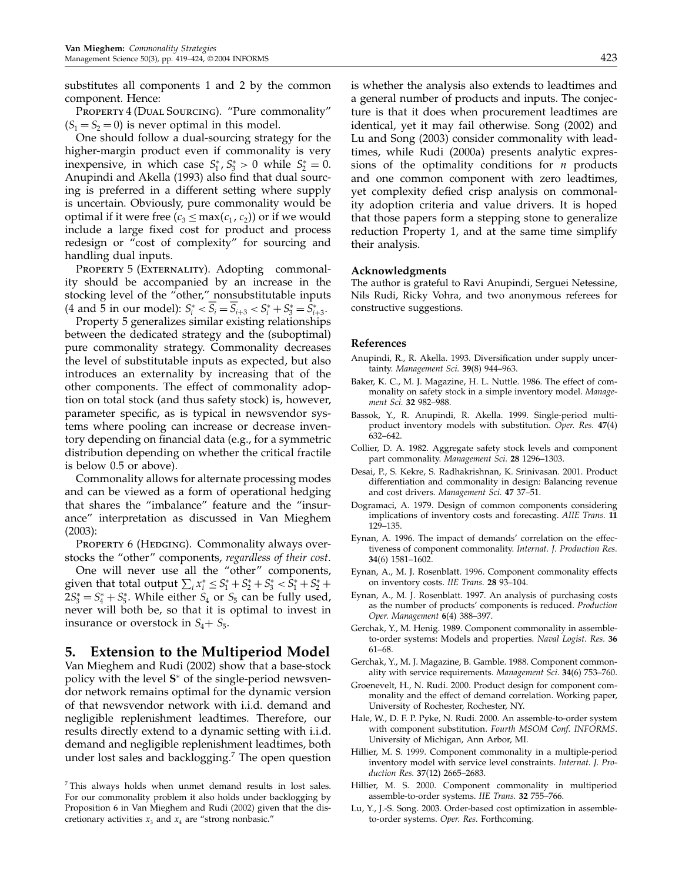substitutes all components 1 and 2 by the common component. Hence:

PROPERTY 4 (DUAL SOURCING). "Pure commonality" ($S_1 = S_2 = 0$) is never optimal in this model.

One should follow a dual-sourcing strategy for the higher-margin product even if commonality is very inexpensive, in which case $S_1^*, S_3^* > 0$ while $S_2^* = 0$. Anupindi and Akella (1993) also find that dual sourcing is preferred in a different setting where supply is uncertain. Obviously, pure commonality would be optimal if it were free ($c_3 \leq \max(c_1, c_2)$) or if we would include a large fixed cost for product and process redesign or "cost of complexity" for sourcing and handling dual inputs.

PROPERTY 5 (EXTERNALITY). Adopting commonality should be accompanied by an increase in the stocking level of the "other," nonsubstitutable inputs (4 and 5 in our model): $S_i^* < \overline{S}_i = \overline{S}_{i+3} < S_i^* + S_3^* = S_{i+3}^*$.

Property 5 generalizes similar existing relationships between the dedicated strategy and the (suboptimal) pure commonality strategy. Commonality decreases the level of substitutable inputs as expected, but also introduces an externality by increasing that of the other components. The effect of commonality adoption on total stock (and thus safety stock) is, however, parameter specific, as is typical in newsvendor systems where pooling can increase or decrease inventory depending on financial data (e.g., for a symmetric distribution depending on whether the critical fractile is below 0.5 or above).

Commonality allows for alternate processing modes and can be viewed as a form of operational hedging that shares the "imbalance" feature and the "insurance" interpretation as discussed in Van Mieghem (2003):

PROPERTY 6 (HEDGING). Commonality always overstocks the "other" components, *regardless of their cost*.

One will never use all the "other" components, given that total output $\sum_i x_i^* \leq S_1^* + S_2^* + S_3^* < S_1^* + S_2^* + 2S_3^* = S_4^* + S_5^*$. While either $S_4$ or $S_5$ can be fully used, never will both be, so that it is optimal to invest in insurance or overstock in $S_4 + S_5$.

## 5. Extension to the Multiperiod Model

Van Mieghem and Rudi (2002) show that a base-stock policy with the level $\mathbf{S}^*$ of the single-period newsvendor network remains optimal for the dynamic version of that newsvendor network with i.i.d. demand and negligible replenishment leadtimes. Therefore, our results directly extend to a dynamic setting with i.i.d. demand and negligible replenishment leadtimes, both under lost sales and backlogging.[7] The open question is whether the analysis also extends to leadtimes and a general number of products and inputs. The conjecture is that it does when procurement leadtimes are identical, yet it may fail otherwise. Song (2002) and Lu and Song (2003) consider commonality with leadtimes, while Rudi (2000a) presents analytic expressions of the optimality conditions for $n$ products and one common component with zero leadtimes, yet complexity defied crisp analysis on commonality adoption criteria and value drivers. It is hoped that those papers form a stepping stone to generalize reduction Property 1, and at the same time simplify their analysis.

[7] This always holds when unmet demand results in lost sales. For our commonality problem it also holds under backlogging by Proposition 6 in Van Mieghem and Rudi (2002) given that the discretionary activities $x_3$ and $x_4$ are "strong nonbasic."

### Acknowledgments

The author is grateful to Ravi Anupindi, Serguei Netessine, Nils Rudi, Ricky Vohra, and two anonymous referees for constructive suggestions.

### References

Anupindi, R., R. Akella. 1993. Diversification under supply uncertainty. *Management Sci.* **39**(8) 944–963.

Baker, K. C., M. J. Magazine, H. L. Nuttle. 1986. The effect of commonality on safety stock in a simple inventory model. *Management Sci.* **32** 982–988.

Bassok, Y., R. Anupindi, R. Akella. 1999. Single-period multiproduct inventory models with substitution. *Oper. Res.* **47**(4) 632–642.

Collier, D. A. 1982. Aggregate safety stock levels and component part commonality. *Management Sci.* **28** 1296–1303.

Desai, P., S. Kekre, S. Radhakrishnan, K. Srinivasan. 2001. Product differentiation and commonality in design: Balancing revenue and cost drivers. *Management Sci.* **47** 37–51.

Dogramaci, A. 1979. Design of common components considering implications of inventory costs and forecasting. *AIIE Trans.* **11** 129–135.

Eynan, A. 1996. The impact of demands' correlation on the effectiveness of component commonality. *Internat. J. Production Res.* **34**(6) 1581–1602.

Eynan, A., M. J. Rosenblatt. 1996. Component commonality effects on inventory costs. *IIE Trans.* **28** 93–104.

Eynan, A., M. J. Rosenblatt. 1997. An analysis of purchasing costs as the number of products' components is reduced. *Production Oper. Management* **6**(4) 388–397.

Gerchak, Y., M. Henig. 1989. Component commonality in assemble-to-order systems: Models and properties. *Naval Logist. Res.* **36** 61–68.

Gerchak, Y., M. J. Magazine, B. Gamble. 1988. Component commonality with service requirements. *Management Sci.* **34**(6) 753–760.

Groenevelt, H., N. Rudi. 2000. Product design for component commonality and the effect of demand correlation. Working paper, University of Rochester, Rochester, NY.

Hale, W., D. F. P. Pyke, N. Rudi. 2000. An assemble-to-order system with component substitution. *Fourth MSOM Conf. INFORMS*. University of Michigan, Ann Arbor, MI.

Hillier, M. S. 1999. Component commonality in a multiple-period inventory model with service level constraints. *Internat. J. Production Res.* **37**(12) 2665–2683.

Hillier, M. S. 2000. Component commonality in multiperiod assemble-to-order systems. *IIE Trans.* **32** 755–766.

Lu, Y., J.-S. Song. 2003. Order-based cost optimization in assemble-to-order systems. *Oper. Res.* Forthcoming.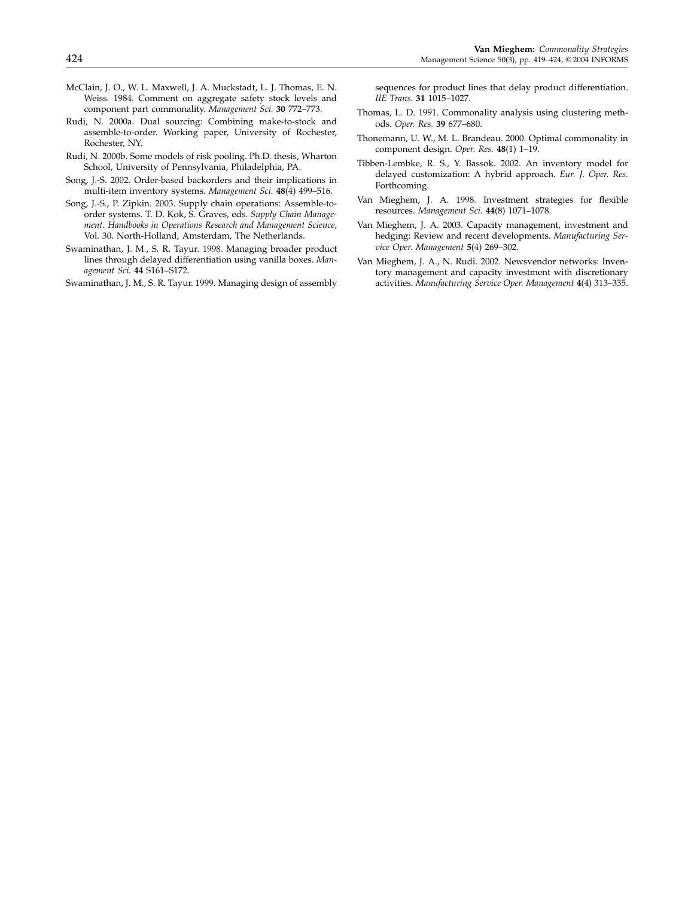McClain, J. O., W. L. Maxwell, J. A. Muckstadt, L. J. Thomas, E. N. Weiss. 1984. Comment on aggregate safety stock levels and component part commonality. *Management Sci.* **30** 772–773.

Rudi, N. 2000a. Dual sourcing: Combining make-to-stock and assemble-to-order. Working paper, University of Rochester, Rochester, NY.

Rudi, N. 2000b. Some models of risk pooling. Ph.D. thesis, Wharton School, University of Pennsylvania, Philadelphia, PA.

Song, J.-S. 2002. Order-based backorders and their implications in multi-item inventory systems. *Management Sci.* **48**(4) 499–516.

Song, J.-S., P. Zipkin. 2003. Supply chain operations: Assemble-to-order systems. T. D. Kok, S. Graves, eds. *Supply Chain Management. Handbooks in Operations Research and Management Science*, Vol. 30. North-Holland, Amsterdam, The Netherlands.

Swaminathan, J. M., S. R. Tayur. 1998. Managing broader product lines through delayed differentiation using vanilla boxes. *Management Sci.* **44** S161–S172.

Swaminathan, J. M., S. R. Tayur. 1999. Managing design of assembly sequences for product lines that delay product differentiation. *IIE Trans.* **31** 1015–1027.

Thomas, L. D. 1991. Commonality analysis using clustering methods. *Oper. Res.* **39** 677–680.

Thonemann, U. W., M. L. Brandeau. 2000. Optimal commonality in component design. *Oper. Res.* **48**(1) 1–19.

Tibben-Lembke, R. S., Y. Bassok. 2002. An inventory model for delayed customization: A hybrid approach. *Eur. J. Oper. Res.* Forthcoming.

Van Mieghem, J. A. 1998. Investment strategies for flexible resources. *Management Sci.* **44**(8) 1071–1078.

Van Mieghem, J. A. 2003. Capacity management, investment and hedging: Review and recent developments. *Manufacturing Service Oper. Management* **5**(4) 269–302.

Van Mieghem, J. A., N. Rudi. 2002. Newsvendor networks: Inventory management and capacity investment with discretionary activities. *Manufacturing Service Oper. Management* **4**(4) 313–335.